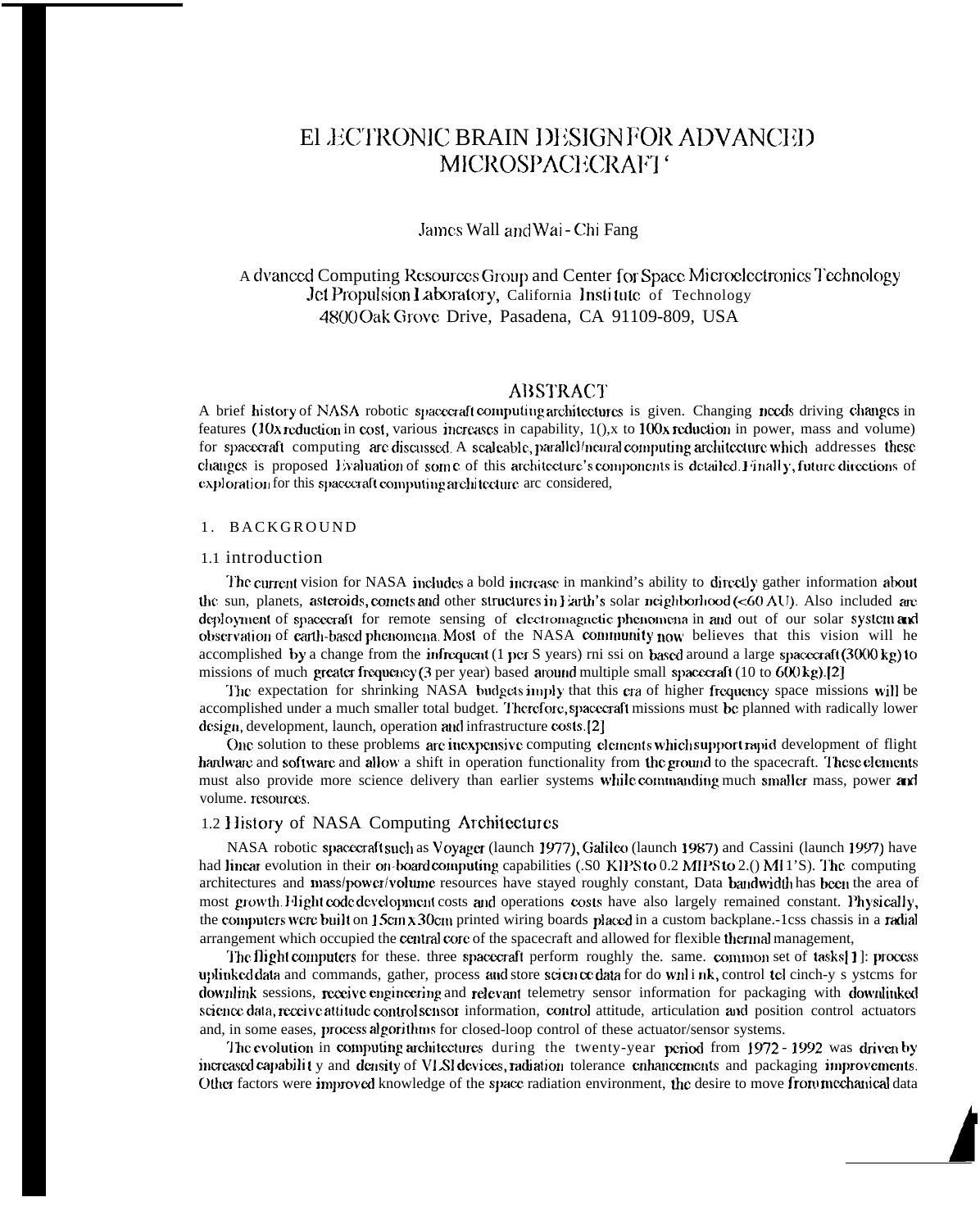# ELECTRONIC BRAIN DESIGN FOR ADVANCED MICROSPACECRAFT ‘

James Wall and Wai - Chi Fang

Advanced Computing Resources Group and Center for Space Microelectronics Technology
Jet Propulsion Laboratory, California Institute of Technology
4800 Oak Grove Drive, Pasadena, CA 91109-809, USA

## ABSTRACT

A brief history of NASA robotic spacecraft computing architectures is given. Changing needs driving changes in features (10x reduction in cost, various increases in capability, 1(),x to 100x reduction in power, mass and volume) for spacecraft computing are discussed. A scaleable, parallel/neural computing architecture which addresses these changes is proposed Evaluation of some of this architecture's components is detailed. Finally, future directions of exploration for this spacecraft computing architecture are considered,

## 1. BACKGROUND

### 1.1 introduction

The current vision for NASA includes a bold increase in mankind's ability to directly gather information about the sun, planets, asteroids, comets and other structures in Earth's solar neighborhood (<60 AU). Also included are deployment of spacecraft for remote sensing of electromagnetic phenomena in and out of our solar system and observation of earth-based phenomena. Most of the NASA community now believes that this vision will he accomplished by a change from the infrequent (1 per S years) rni ssi on based around a large spacecraft (3000 kg) to missions of much greater frequency (3 per year) based around multiple small spacecraft (10 to 600 kg).[2]

The expectation for shrinking NASA budgets imply that this era of higher frequency space missions will be accomplished under a much smaller total budget. Therefore, spacecraft missions must be planned with radically lower design, development, launch, operation and infrastructure costs.[2]

One solution to these problems are inexpensive computing elements which support rapid development of flight hardware and software and allow a shift in operation functionality from the ground to the spacecraft. These elements must also provide more science delivery than earlier systems while commanding much smaller mass, power and volume. resources.

### 1.2 History of NASA Computing Architectures

NASA robotic spacecraft such as Voyager (launch 1977), Galileo (launch 1987) and Cassini (launch 1997) have had linear evolution in their on-board computing capabilities (.S0 KIPS to 0.2 MIPS to 2.() MI 1'S). The computing architectures and mass/power/volume resources have stayed roughly constant, Data bandwidth has been the area of most growth. Flight code development costs and operations costs have also largely remained constant. Physically, the computers were built on 15cm x 30cm printed wiring boards placed in a custom backplane.-less chassis in a radial arrangement which occupied the central core of the spacecraft and allowed for flexible thermal management,

The flight computers for these. three spacecraft perform roughly the. same. common set of tasks[1]: process uplinked data and commands, gather, process and store science data for downlink, control telecom systems for downlink sessions, receive engineering and relevant telemetry sensor information for packaging with downlinked science data, receive attitude control sensor information, control attitude, articulation and position control actuators and, in some cases, process algorithms for closed-loop control of these actuator/sensor systems.

The evolution in computing architectures during the twenty-year period from 1972 - 1992 was driven by increased capability and density of VLSI devices, radiation tolerance enhancements and packaging improvements. Other factors were improved knowledge of the space radiation environment, the desire to move from mechanical data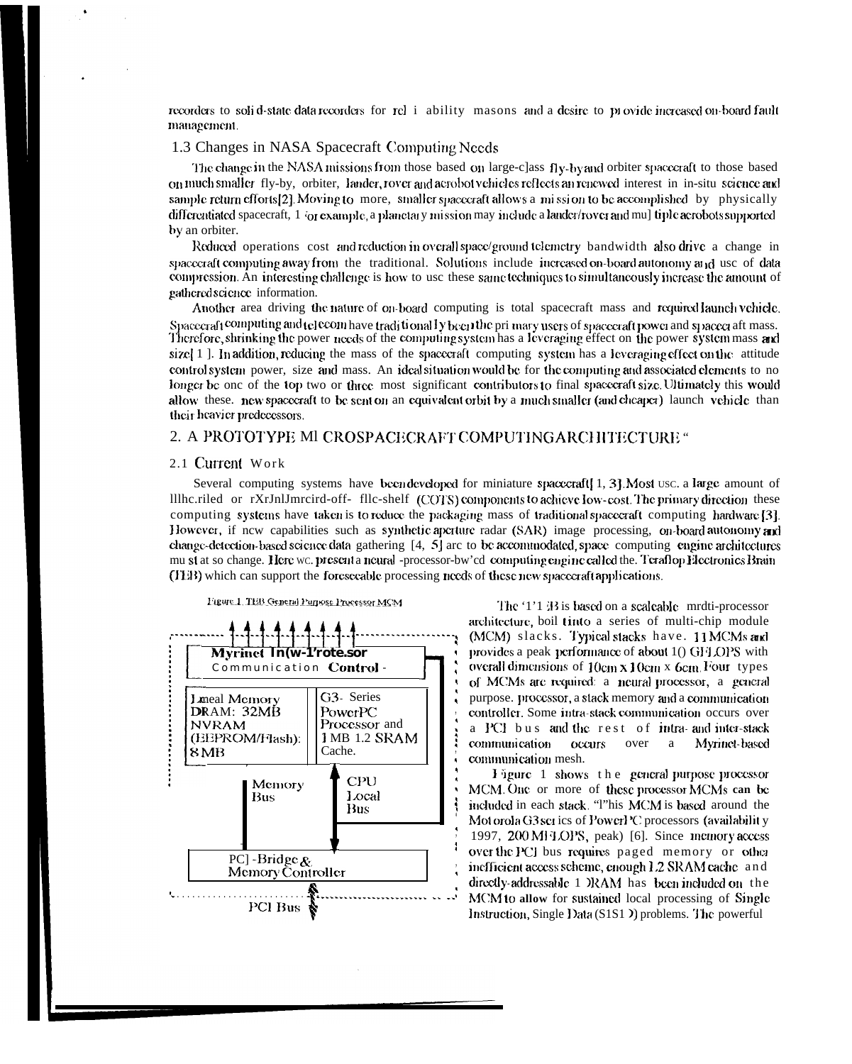recorders to solid-state data recorders for reliability reasons and a desire to provide increased on-board fault management.

### 1.3 Changes in NASA Spacecraft Computing Needs

The change in the NASA missions from those based on large-class fly-by and orbiter spacecraft to those based on much smaller fly-by, orbiter, lander, rover and acrobot vehicles reflects an renewed interest in in-situ science and sample return efforts[2]. Moving to more, smaller spacecraft allows a mission to be accomplished by physically differentiated spacecraft. For example, a planetary mission may include a lander/rover and multiple acrobots supported by an orbiter.

Reduced operations cost and reduction in overall space/ground telemetry bandwidth also drive a change in spacecraft computing away from the traditional. Solutions include increased on-board autonomy and use of data compression. An interesting challenge is how to use these same techniques to simultaneously increase the amount of gathered science information.

Another area driving the nature of on-board computing is total spacecraft mass and required launch vehicle. Spacecraft computing and telecom have traditionally been the primary users of spacecraft power and spacecraft mass. Therefore, shrinking the power needs of the computing system has a leveraging effect on the power system mass and size[1]. In addition, reducing the mass of the spacecraft computing system has a leveraging effect on the attitude control system power, size and mass. An ideal situation would be for the computing and associated elements to no longer be one of the top two or three most significant contributors to final spacecraft size. Ultimately this would allow these new spacecraft to be sent on an equivalent orbit by a much smaller (and cheaper) launch vehicle than their heavier predecessors.

## 2. A PROTOTYPE MICROSPACECRAFT COMPUTING ARCHITECTURE

### 2.1 Current Work

Several computing systems have been developed for miniature spacecraft[1, 3]. Most use a large amount of qualified or commercial-off-the-shelf (COTS) components to achieve low-cost. The primary direction these computing systems have taken is to reduce the packaging mass of traditional spacecraft computing hardware [3]. However, if new capabilities such as synthetic aperture radar (SAR) image processing, on-board autonomy and change-detection-based science data gathering [4, 5] are to be accommodated, space computing engine architectures must also change. Here we present a neural-processor-based computing engine called the Teraflop Electronics Brain (TEB) which can support the foreseeable processing needs of these new spacecraft applications.

Figure 1. TEB General Purpose Processor MCM

| Myrinet Interface/Processor Communication Control | |
|---|---|
| Local Memory DRAM: 32MB NVRAM (EEPROM/Flash): 8 MB | G3-Series PowerPC Processor and 1 MB L2 SRAM Cache. |
| Memory Bus | CPU Local Bus |
| PCI-Bridge & Memory Controller | |
| PCI Bus | |

The TEB is based on a scaleable multi-processor architecture, built into a series of multi-chip module (MCM) stacks. Typical stacks have 11 MCMs and provides a peak performance of about 10 GFLOPS with overall dimensions of 10cm x 10cm x 6cm. Four types of MCMs are required: a neural processor, a general purpose processor, a stack memory and a communication controller. Some intra-stack communication occurs over a PCI bus and the rest of intra- and inter-stack communication occurs over a Myrinet-based communication mesh.

Figure 1 shows the general purpose processor MCM. One or more of these processor MCMs can be included in each stack. This MCM is based around the Motorola G3 series of PowerPC processors (availability 1997, 200 MFLOPS, peak) [6]. Since memory access over the PCI bus requires paged memory or other inefficient access scheme, enough L2 SRAM cache and directly-addressable DRAM has been included on the MCM to allow for sustained local processing of Single Instruction, Single Data (SISD) problems. The powerful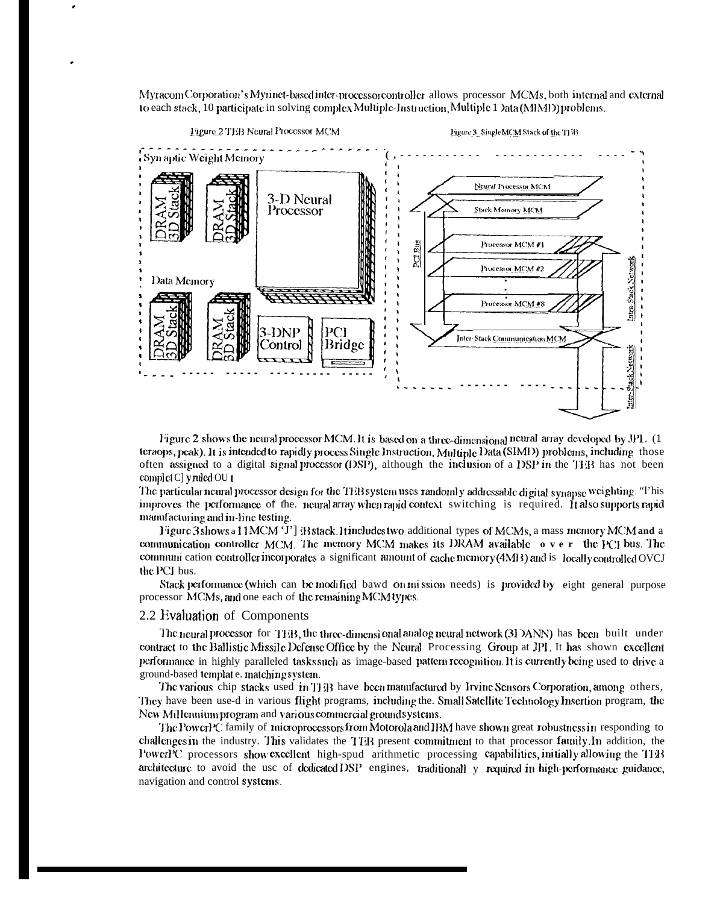Myracom Corporation's Myrinet-based inter-processor controller allows processor MCMs, both internal and external to each stack, 10 participate in solving complex Multiple-Instruction, Multiple Data (MIMD) problems.

Figure 2 TEB Neural Processor MCM

Synaptic Weight Memory

DRAM 3D Stack

DRAM 3D Stack

3-D Neural Processor

Data Memory

DRAM 3D Stack

DRAM 3D Stack

3-DNP Control

PCI Bridge

Figure 3 Single MCM Stack of the TEB

Neural Processor MCM

Stack Memory MCM

Processor MCM #1

Processor MCM #2

Processor MCM #8

PCI Bus

Intra-Stack Network

Inter-Stack Communication MCM

Inter-Stack Network

Figure 2 shows the neural processor MCM. It is based on a three-dimensional neural array developed by JPL (1 teraops, peak). It is intended to rapidly process Single Instruction, Multiple Data (SIMD) problems, including those often assigned to a digital signal processor (DSP), although the inclusion of a DSP in the TEB has not been completely ruled out.

The particular neural processor design for the TEB system uses randomly addressable digital synapse weighting. This improves the performance of the neural array when rapid context switching is required. It also supports rapid manufacturing and in-line testing.

Figure 3 shows a 11 MCM TEB stack. It includes two additional types of MCMs, a mass memory MCM and a communication controller MCM. The memory MCM makes its DRAM available over the PCI bus. The communication controller incorporates a significant amount of cache memory (4MB) and is locally controlled over the PCI bus.

Stack performance (which can be modified based on mission needs) is provided by eight general purpose processor MCMs, and one each of the remaining MCM types.

## 2.2 Evaluation of Components

The neural processor for TEB, the three-dimensional analog neural network (3DANN) has been built under contract to the Ballistic Missile Defense Office by the Neural Processing Group at JPL. It has shown excellent performance in highly paralleled tasks such as image-based pattern recognition. It is currently being used to drive a ground-based template matching system.

The various chip stacks used in TEB have been manufactured by Irvine Sensors Corporation, among others. They have been used in various flight programs, including the Small Satellite Technology Insertion program, the New Millennium program and various commercial ground systems.

The PowerPC family of microprocessors from Motorola and IBM have shown great robustness in responding to challenges in the industry. This validates the TEB present commitment to that processor family. In addition, the PowerPC processors show excellent high-speed arithmetic processing capabilities, initially allowing the TEB architecture to avoid the use of dedicated DSP engines, traditionally required in high-performance guidance, navigation and control systems.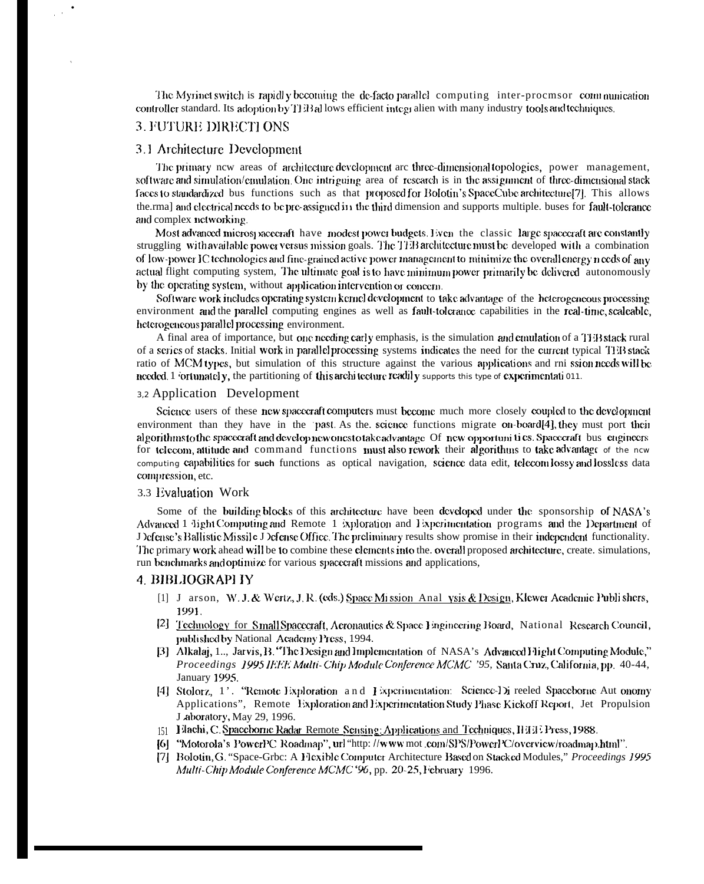The Myrinet switch is rapidly becoming the de-facto parallel computing inter-procmsor communication controller standard. Its adoption by TEB allows efficient integration with many industry tools and techniques.

## 3. FUTURE DIRECTIONS

### 3.1 Architecture Development

The primary new areas of architecture development are three-dimensional topologies, power management, software and simulation/emulation. One intriguing area of research is in the assignment of three-dimensional stack faces to standardized bus functions such as that proposed for Bolotin's SpaceCube architecture[7]. This allows the.rma] and electrical needs to be pre-assigned in the third dimension and supports multiple. buses for fault-tolerance and complex networking.

Most advanced microspacecraft have modest power budgets. Even the classic large spacecraft are constantly struggling with available power versus mission goals. The TEB architecture must be developed with a combination of low-power IC technologies and fine-grained active power management to minimize the overall energy needs of any actual flight computing system, The ultimate goal is to have minimum power primarily be delivered autonomously by the operating system, without application intervention or concern.

Software work includes operating system kernel development to take advantage of the heterogeneous processing environment and the parallel computing engines as well as fault-tolerance capabilities in the real-time, scaleable, heterogeneous parallel processing environment.

A final area of importance, but one needing early emphasis, is the simulation and emulation of a TEB stack rural of a series of stacks. Initial work in parallel processing systems indicates the need for the current typical TEB stack ratio of MCM types, but simulation of this structure against the various applications and mission needs will be needed. Fortunately, the partitioning of this architecture readily supports this type of experimentation.

### 3,2 Application Development

Science users of these new spacecraft computers must become much more closely coupled to the development environment than they have in the past. As the. science functions migrate on-board[4], they must port their algorithms to the spacecraft and develop new ones to take advantage Of new opportunities. Spacecraft bus engineers for telecom, attitude and command functions must also rework their algorithms to take advantage of the new computing capabilities for such functions as optical navigation, science data edit, telecom lossy and lossless data compression, etc.

### 3.3 Evaluation Work

Some of the building blocks of this architecture have been developed under the sponsorship of NASA's Advanced Flight Computing and Remote Exploration and Experimentation programs and the Department of Defense's Ballistic Missile Defense Office. The preliminary results show promise in their independent functionality. The primary work ahead will be to combine these elements into the. overall proposed architecture, create. simulations, run benchmarks and optimize for various spacecraft missions and applications,

## 4. BIBLIOGRAPHY

[1] J arson, W. J. & Wertz, J. R. (eds.) Space Mission Analysis & Design, Klewer Academic Publishers, 1991.

[2] Technology for Small Spacecraft, Aeronautics & Space Engineering Board, National Research Council, published by National Academy Press, 1994.

[3] Alkalaj, L., Jarvis, B. "The Design and Implementation of NASA's Advanced Flight Computing Module," *Proceedings 1995 IEEE Multi-Chip Module Conference MCMC '95*, Santa Cruz, California, pp. 40-44, January 1995.

[4] Stolorz, P. "Remote Exploration and Experimentation: Science-Directed Spaceborne Autonomy Applications", Remote Exploration and Experimentation Study Phase Kickoff Report, Jet Propulsion Laboratory, May 29, 1996.

[5] Elachi, C. Spaceborne Radar Remote Sensing: Applications and Techniques, IEEE Press, 1988.

[6] "Motorola's PowerPC Roadmap", url "http: //www mot .com/SPS/PowerPC/overview/roadmap.html".

[7] Bolotin, G. "Space-Grbc: A Flexible Computer Architecture Based on Stacked Modules," *Proceedings 1995 Multi-Chip Module Conference MCMC '96*, pp. 20-25, February 1996.